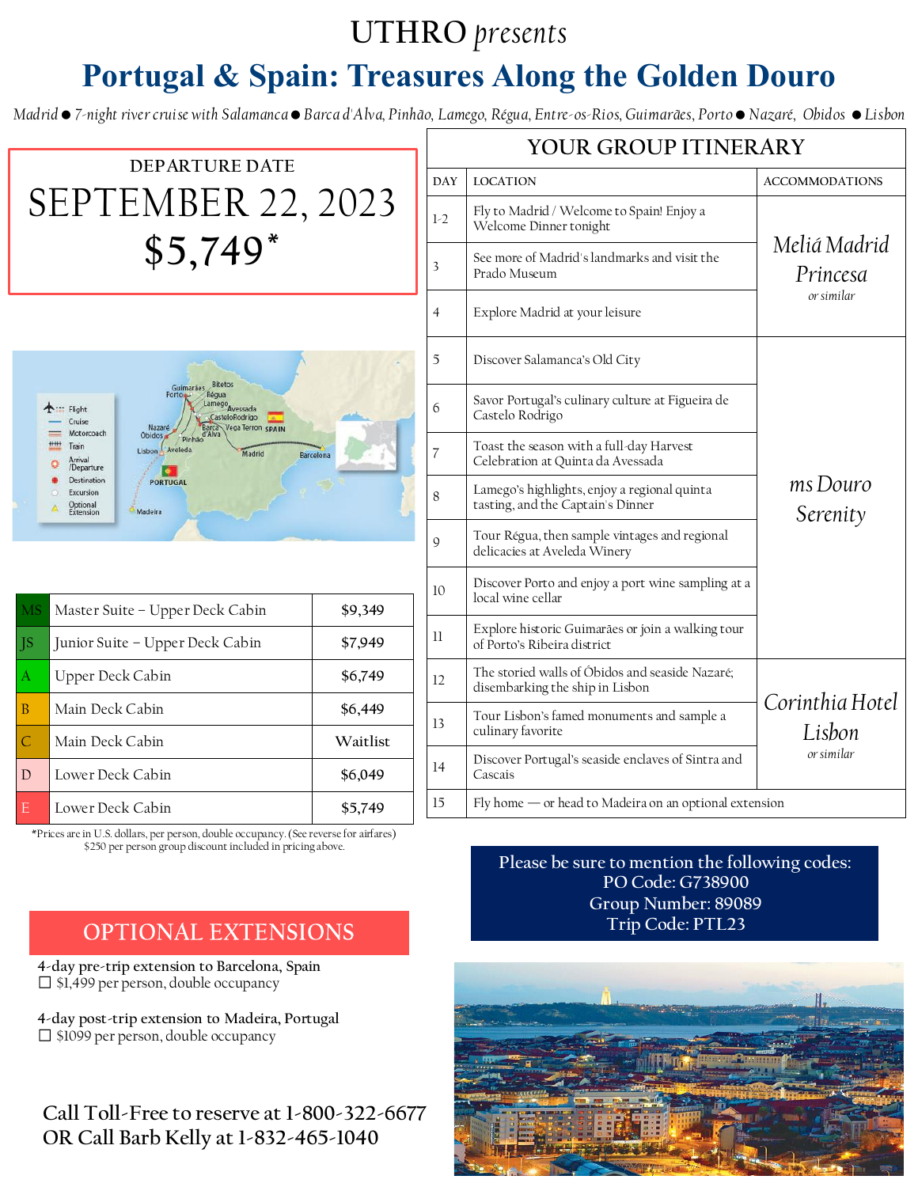UTHRO *presents*

# Portugal & Spain: Treasures Along the Golden Douro

*Madrid ● 7-night river cruise with Salamanca ● Barca d'Alva, Pinhão, Lamego, Régua, Entre-os-Rios, Guimarães, Porto ● Nazaré, Obidos ● Lisbon*

DEPARTURE DATE

## SEPTEMBER 22, 2023

## $5,749*

| | Cabin | Price |
|---|---|---|
| MS | Master Suite – Upper Deck Cabin | $9,349 |
| JS | Junior Suite – Upper Deck Cabin | $7,949 |
| A | Upper Deck Cabin | $6,749 |
| B | Main Deck Cabin | $6,449 |
| C | Main Deck Cabin | Waitlist |
| D | Lower Deck Cabin | $6,049 |
| E | Lower Deck Cabin | $5,749 |

*Prices are in U.S. dollars, per person, double occupancy. (See reverse for airfares)
$250 per person group discount included in pricing above.

## YOUR GROUP ITINERARY

| DAY | LOCATION | ACCOMMODATIONS |
|---|---|---|
| 1-2 | Fly to Madrid / Welcome to Spain! Enjoy a Welcome Dinner tonight | *Meliá Madrid Princesa* or similar |
| 3 | See more of Madrid's landmarks and visit the Prado Museum | |
| 4 | Explore Madrid at your leisure | |
| 5 | Discover Salamanca's Old City | *ms Douro Serenity* |
| 6 | Savor Portugal's culinary culture at Figueira de Castelo Rodrigo | |
| 7 | Toast the season with a full-day Harvest Celebration at Quinta da Avessada | |
| 8 | Lamego's highlights, enjoy a regional quinta tasting, and the Captain's Dinner | |
| 9 | Tour Régua, then sample vintages and regional delicacies at Aveleda Winery | |
| 10 | Discover Porto and enjoy a port wine sampling at a local wine cellar | |
| 11 | Explore historic Guimarães or join a walking tour of Porto's Ribeira district | |
| 12 | The storied walls of Óbidos and seaside Nazaré; disembarking the ship in Lisbon | *Corinthia Hotel Lisbon* or similar |
| 13 | Tour Lisbon's famed monuments and sample a culinary favorite | |
| 14 | Discover Portugal's seaside enclaves of Sintra and Cascais | |
| 15 | Fly home — or head to Madeira on an optional extension | |

## OPTIONAL EXTENSIONS

4-day pre-trip extension to Barcelona, Spain
☐ $1,499 per person, double occupancy

4-day post-trip extension to Madeira, Portugal
☐ $1099 per person, double occupancy

Please be sure to mention the following codes:
PO Code: G738900
Group Number: 89089
Trip Code: PTL23

Call Toll-Free to reserve at 1-800-322-6677
OR Call Barb Kelly at 1-832-465-1040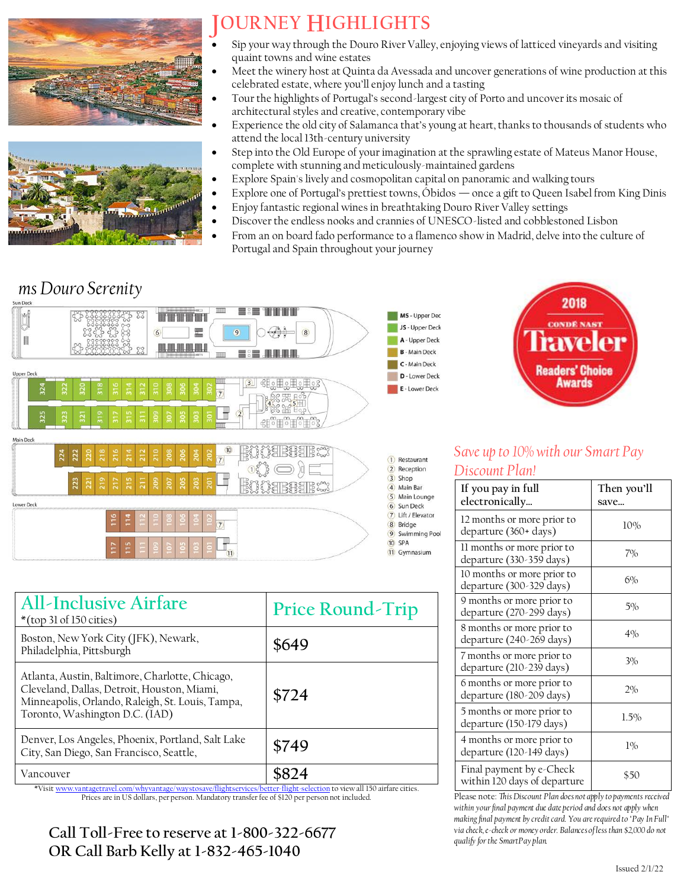## Journey Highlights

- Sip your way through the Douro River Valley, enjoying views of latticed vineyards and visiting quaint towns and wine estates
- Meet the winery host at Quinta da Avessada and uncover generations of wine production at this celebrated estate, where you'll enjoy lunch and a tasting
- Tour the highlights of Portugal's second-largest city of Porto and uncover its mosaic of architectural styles and creative, contemporary vibe
- Experience the old city of Salamanca that's young at heart, thanks to thousands of students who attend the local 13th-century university
- Step into the Old Europe of your imagination at the sprawling estate of Mateus Manor House, complete with stunning and meticulously-maintained gardens
- Explore Spain's lively and cosmopolitan capital on panoramic and walking tours
- Explore one of Portugal's prettiest towns, Óbidos — once a gift to Queen Isabel from King Dinis
- Enjoy fantastic regional wines in breathtaking Douro River Valley settings
- Discover the endless nooks and crannies of UNESCO-listed and cobblestoned Lisbon
- From an on board fado performance to a flamenco show in Madrid, delve into the culture of Portugal and Spain throughout your journey

## ms Douro Serenity

Sun Deck

Upper Deck

Main Deck

Lower Deck

MS - Upper Dec
JS - Upper Deck
A - Upper Deck
B - Main Deck
C - Main Deck
D - Lower Deck
E - Lower Deck

1 Restaurant
2 Reception
3 Shop
4 Main Bar
5 Main Lounge
6 Sun Deck
7 Lift / Elevator
8 Bridge
9 Swimming Pool
10 SPA
11 Gymnasium

2018 Condé Nast Traveler Readers' Choice Awards

| All-Inclusive Airfare *(top 31 of 150 cities) | Price Round-Trip |
|---|---|
| Boston, New York City (JFK), Newark, Philadelphia, Pittsburgh | $649 |
| Atlanta, Austin, Baltimore, Charlotte, Chicago, Cleveland, Dallas, Detroit, Houston, Miami, Minneapolis, Orlando, Raleigh, St. Louis, Tampa, Toronto, Washington D.C. (IAD) | $724 |
| Denver, Los Angeles, Phoenix, Portland, Salt Lake City, San Diego, San Francisco, Seattle, | $749 |
| Vancouver | $824 |

*Visit www.vantagetravel.com/whyvantage/waystosave/flightservices/better-flight-selection to view all 150 airfare cities.
Prices are in US dollars, per person. Mandatory transfer fee of $120 per person not included.

*Save up to 10% with our Smart Pay Discount Plan!*

| If you pay in full electronically… | Then you'll save… |
|---|---|
| 12 months or more prior to departure (360+ days) | 10% |
| 11 months or more prior to departure (330-359 days) | 7% |
| 10 months or more prior to departure (300-329 days) | 6% |
| 9 months or more prior to departure (270-299 days) | 5% |
| 8 months or more prior to departure (240-269 days) | 4% |
| 7 months or more prior to departure (210-239 days) | 3% |
| 6 months or more prior to departure (180-209 days) | 2% |
| 5 months or more prior to departure (150-179 days) | 1.5% |
| 4 months or more prior to departure (120-149 days) | 1% |
| Final payment by e-Check within 120 days of departure | $50 |

Please note: *This Discount Plan does not apply to payments received within your final payment due date period and does not apply when making final payment by credit card. You are required to 'Pay In Full' via check, e-check or money order. Balances of less than $2,000 do not qualify for the SmartPay plan.*

**Call Toll-Free to reserve at 1-800-322-6677**
**OR Call Barb Kelly at 1-832-465-1040**

Issued 2/1/22